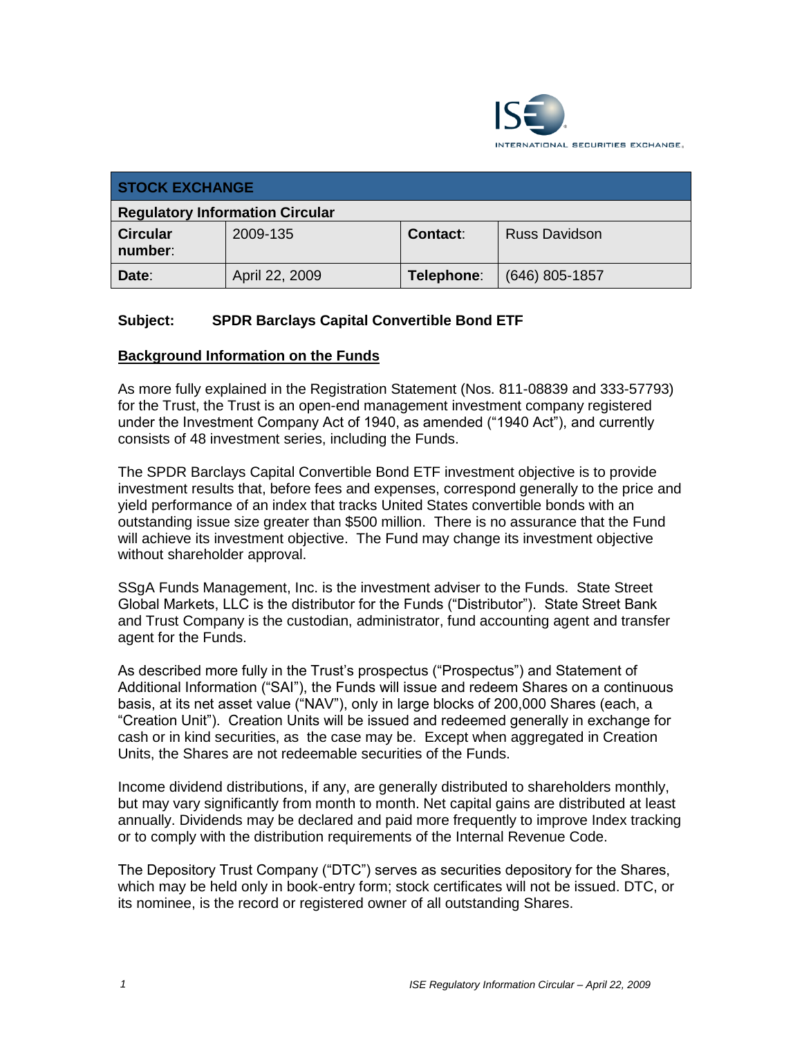| STOCK EXCHANGE | | | |
|---|---|---|---|
| **Regulatory Information Circular** | | | |
| **Circular number**: | 2009-135 | **Contact**: | Russ Davidson |
| **Date**: | April 22, 2009 | **Telephone**: | (646) 805-1857 |

**Subject: SPDR Barclays Capital Convertible Bond ETF**

## Background Information on the Funds

As more fully explained in the Registration Statement (Nos. 811-08839 and 333-57793) for the Trust, the Trust is an open-end management investment company registered under the Investment Company Act of 1940, as amended ("1940 Act"), and currently consists of 48 investment series, including the Funds.

The SPDR Barclays Capital Convertible Bond ETF investment objective is to provide investment results that, before fees and expenses, correspond generally to the price and yield performance of an index that tracks United States convertible bonds with an outstanding issue size greater than $500 million. There is no assurance that the Fund will achieve its investment objective. The Fund may change its investment objective without shareholder approval.

SSgA Funds Management, Inc. is the investment adviser to the Funds. State Street Global Markets, LLC is the distributor for the Funds ("Distributor"). State Street Bank and Trust Company is the custodian, administrator, fund accounting agent and transfer agent for the Funds.

As described more fully in the Trust's prospectus ("Prospectus") and Statement of Additional Information ("SAI"), the Funds will issue and redeem Shares on a continuous basis, at its net asset value ("NAV"), only in large blocks of 200,000 Shares (each, a "Creation Unit"). Creation Units will be issued and redeemed generally in exchange for cash or in kind securities, as the case may be. Except when aggregated in Creation Units, the Shares are not redeemable securities of the Funds.

Income dividend distributions, if any, are generally distributed to shareholders monthly, but may vary significantly from month to month. Net capital gains are distributed at least annually. Dividends may be declared and paid more frequently to improve Index tracking or to comply with the distribution requirements of the Internal Revenue Code.

The Depository Trust Company ("DTC") serves as securities depository for the Shares, which may be held only in book-entry form; stock certificates will not be issued. DTC, or its nominee, is the record or registered owner of all outstanding Shares.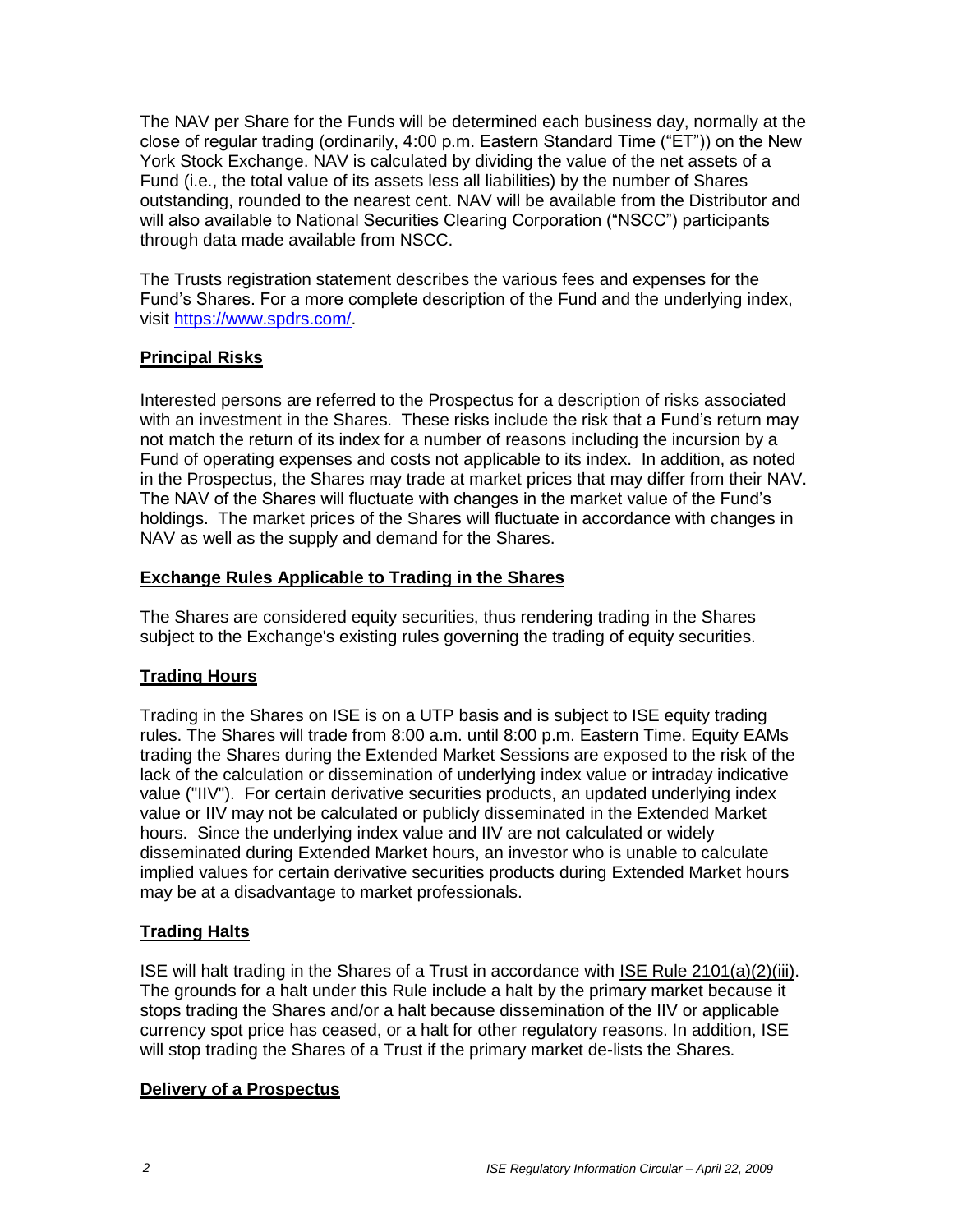The NAV per Share for the Funds will be determined each business day, normally at the close of regular trading (ordinarily, 4:00 p.m. Eastern Standard Time ("ET")) on the New York Stock Exchange. NAV is calculated by dividing the value of the net assets of a Fund (i.e., the total value of its assets less all liabilities) by the number of Shares outstanding, rounded to the nearest cent. NAV will be available from the Distributor and will also available to National Securities Clearing Corporation ("NSCC") participants through data made available from NSCC.

The Trusts registration statement describes the various fees and expenses for the Fund's Shares. For a more complete description of the Fund and the underlying index, visit https://www.spdrs.com/.

## Principal Risks

Interested persons are referred to the Prospectus for a description of risks associated with an investment in the Shares. These risks include the risk that a Fund's return may not match the return of its index for a number of reasons including the incursion by a Fund of operating expenses and costs not applicable to its index. In addition, as noted in the Prospectus, the Shares may trade at market prices that may differ from their NAV. The NAV of the Shares will fluctuate with changes in the market value of the Fund's holdings. The market prices of the Shares will fluctuate in accordance with changes in NAV as well as the supply and demand for the Shares.

## Exchange Rules Applicable to Trading in the Shares

The Shares are considered equity securities, thus rendering trading in the Shares subject to the Exchange's existing rules governing the trading of equity securities.

## Trading Hours

Trading in the Shares on ISE is on a UTP basis and is subject to ISE equity trading rules. The Shares will trade from 8:00 a.m. until 8:00 p.m. Eastern Time. Equity EAMs trading the Shares during the Extended Market Sessions are exposed to the risk of the lack of the calculation or dissemination of underlying index value or intraday indicative value ("IIV"). For certain derivative securities products, an updated underlying index value or IIV may not be calculated or publicly disseminated in the Extended Market hours. Since the underlying index value and IIV are not calculated or widely disseminated during Extended Market hours, an investor who is unable to calculate implied values for certain derivative securities products during Extended Market hours may be at a disadvantage to market professionals.

## Trading Halts

ISE will halt trading in the Shares of a Trust in accordance with ISE Rule 2101(a)(2)(iii). The grounds for a halt under this Rule include a halt by the primary market because it stops trading the Shares and/or a halt because dissemination of the IIV or applicable currency spot price has ceased, or a halt for other regulatory reasons. In addition, ISE will stop trading the Shares of a Trust if the primary market de-lists the Shares.

## Delivery of a Prospectus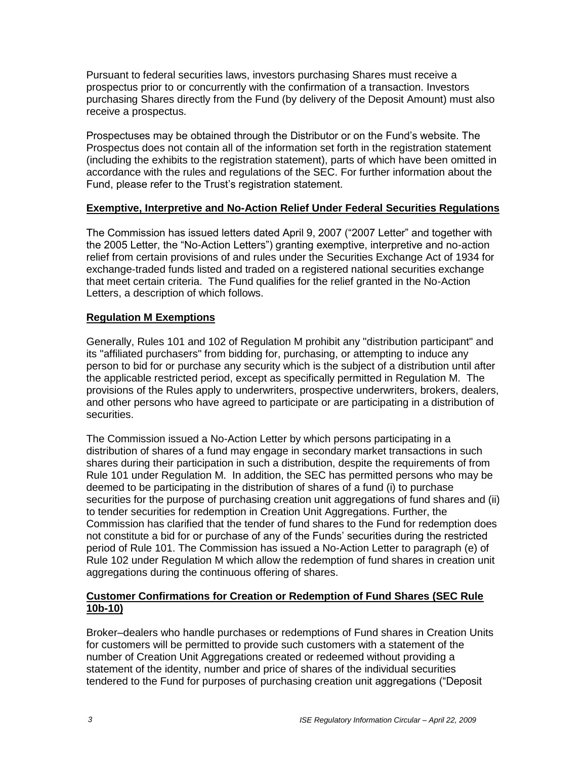Pursuant to federal securities laws, investors purchasing Shares must receive a prospectus prior to or concurrently with the confirmation of a transaction. Investors purchasing Shares directly from the Fund (by delivery of the Deposit Amount) must also receive a prospectus.

Prospectuses may be obtained through the Distributor or on the Fund's website. The Prospectus does not contain all of the information set forth in the registration statement (including the exhibits to the registration statement), parts of which have been omitted in accordance with the rules and regulations of the SEC. For further information about the Fund, please refer to the Trust's registration statement.

## Exemptive, Interpretive and No-Action Relief Under Federal Securities Regulations

The Commission has issued letters dated April 9, 2007 ("2007 Letter" and together with the 2005 Letter, the "No-Action Letters") granting exemptive, interpretive and no-action relief from certain provisions of and rules under the Securities Exchange Act of 1934 for exchange-traded funds listed and traded on a registered national securities exchange that meet certain criteria. The Fund qualifies for the relief granted in the No-Action Letters, a description of which follows.

## Regulation M Exemptions

Generally, Rules 101 and 102 of Regulation M prohibit any "distribution participant" and its "affiliated purchasers" from bidding for, purchasing, or attempting to induce any person to bid for or purchase any security which is the subject of a distribution until after the applicable restricted period, except as specifically permitted in Regulation M. The provisions of the Rules apply to underwriters, prospective underwriters, brokers, dealers, and other persons who have agreed to participate or are participating in a distribution of securities.

The Commission issued a No-Action Letter by which persons participating in a distribution of shares of a fund may engage in secondary market transactions in such shares during their participation in such a distribution, despite the requirements of from Rule 101 under Regulation M. In addition, the SEC has permitted persons who may be deemed to be participating in the distribution of shares of a fund (i) to purchase securities for the purpose of purchasing creation unit aggregations of fund shares and (ii) to tender securities for redemption in Creation Unit Aggregations. Further, the Commission has clarified that the tender of fund shares to the Fund for redemption does not constitute a bid for or purchase of any of the Funds' securities during the restricted period of Rule 101. The Commission has issued a No-Action Letter to paragraph (e) of Rule 102 under Regulation M which allow the redemption of fund shares in creation unit aggregations during the continuous offering of shares.

## Customer Confirmations for Creation or Redemption of Fund Shares (SEC Rule 10b-10)

Broker–dealers who handle purchases or redemptions of Fund shares in Creation Units for customers will be permitted to provide such customers with a statement of the number of Creation Unit Aggregations created or redeemed without providing a statement of the identity, number and price of shares of the individual securities tendered to the Fund for purposes of purchasing creation unit aggregations ("Deposit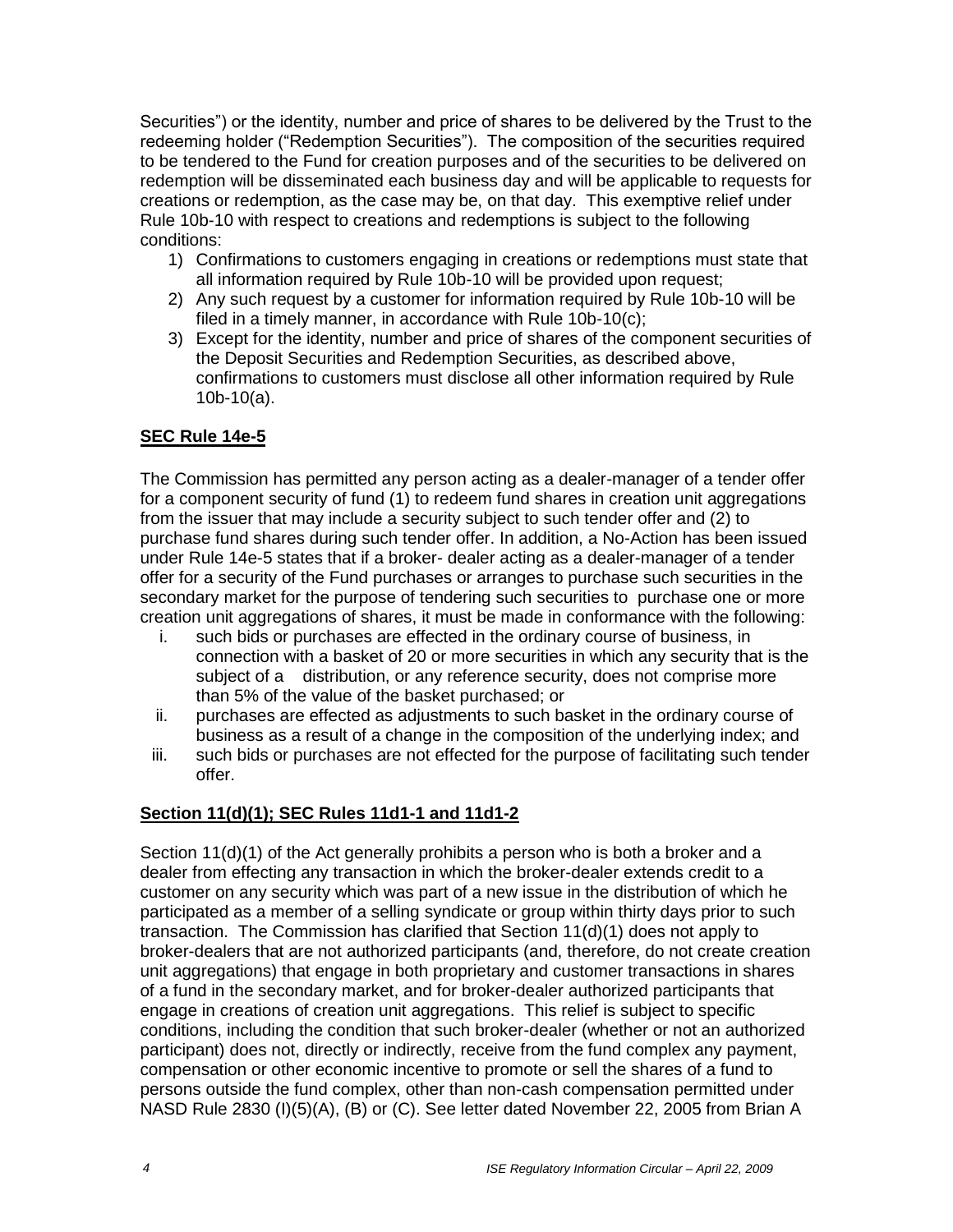Securities") or the identity, number and price of shares to be delivered by the Trust to the redeeming holder ("Redemption Securities"). The composition of the securities required to be tendered to the Fund for creation purposes and of the securities to be delivered on redemption will be disseminated each business day and will be applicable to requests for creations or redemption, as the case may be, on that day. This exemptive relief under Rule 10b-10 with respect to creations and redemptions is subject to the following conditions:

1) Confirmations to customers engaging in creations or redemptions must state that all information required by Rule 10b-10 will be provided upon request;
2) Any such request by a customer for information required by Rule 10b-10 will be filed in a timely manner, in accordance with Rule 10b-10(c);
3) Except for the identity, number and price of shares of the component securities of the Deposit Securities and Redemption Securities, as described above, confirmations to customers must disclose all other information required by Rule 10b-10(a).

## **SEC Rule 14e-5**

The Commission has permitted any person acting as a dealer-manager of a tender offer for a component security of fund (1) to redeem fund shares in creation unit aggregations from the issuer that may include a security subject to such tender offer and (2) to purchase fund shares during such tender offer. In addition, a No-Action has been issued under Rule 14e-5 states that if a broker- dealer acting as a dealer-manager of a tender offer for a security of the Fund purchases or arranges to purchase such securities in the secondary market for the purpose of tendering such securities to purchase one or more creation unit aggregations of shares, it must be made in conformance with the following:

i. such bids or purchases are effected in the ordinary course of business, in connection with a basket of 20 or more securities in which any security that is the subject of a distribution, or any reference security, does not comprise more than 5% of the value of the basket purchased; or
ii. purchases are effected as adjustments to such basket in the ordinary course of business as a result of a change in the composition of the underlying index; and
iii. such bids or purchases are not effected for the purpose of facilitating such tender offer.

## **Section 11(d)(1); SEC Rules 11d1-1 and 11d1-2**

Section 11(d)(1) of the Act generally prohibits a person who is both a broker and a dealer from effecting any transaction in which the broker-dealer extends credit to a customer on any security which was part of a new issue in the distribution of which he participated as a member of a selling syndicate or group within thirty days prior to such transaction. The Commission has clarified that Section 11(d)(1) does not apply to broker-dealers that are not authorized participants (and, therefore, do not create creation unit aggregations) that engage in both proprietary and customer transactions in shares of a fund in the secondary market, and for broker-dealer authorized participants that engage in creations of creation unit aggregations. This relief is subject to specific conditions, including the condition that such broker-dealer (whether or not an authorized participant) does not, directly or indirectly, receive from the fund complex any payment, compensation or other economic incentive to promote or sell the shares of a fund to persons outside the fund complex, other than non-cash compensation permitted under NASD Rule 2830 (I)(5)(A), (B) or (C). See letter dated November 22, 2005 from Brian A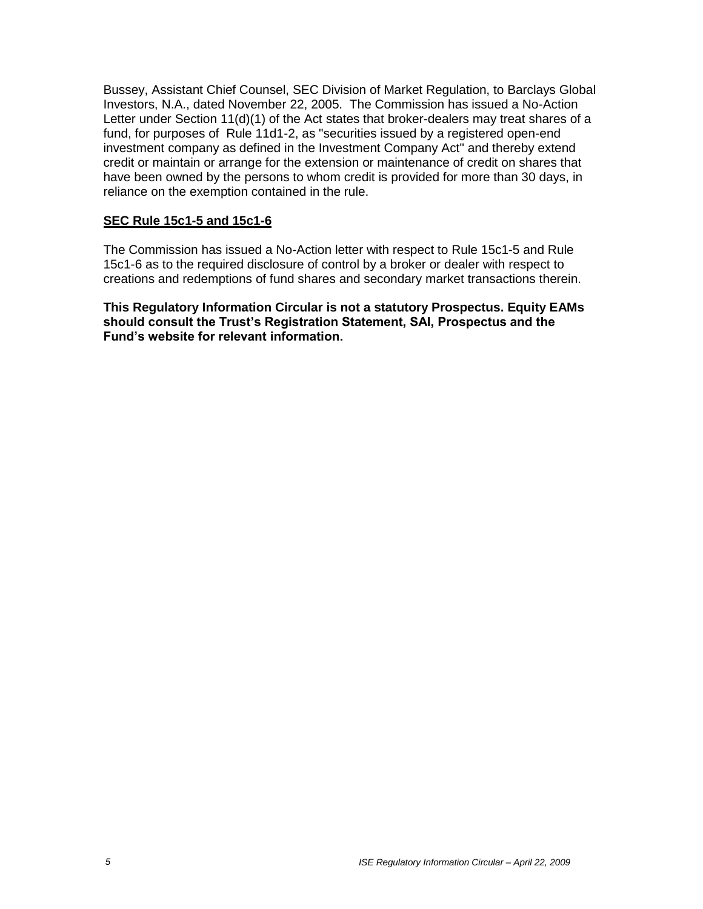Bussey, Assistant Chief Counsel, SEC Division of Market Regulation, to Barclays Global Investors, N.A., dated November 22, 2005. The Commission has issued a No-Action Letter under Section 11(d)(1) of the Act states that broker-dealers may treat shares of a fund, for purposes of Rule 11d1-2, as "securities issued by a registered open-end investment company as defined in the Investment Company Act" and thereby extend credit or maintain or arrange for the extension or maintenance of credit on shares that have been owned by the persons to whom credit is provided for more than 30 days, in reliance on the exemption contained in the rule.

**SEC Rule 15c1-5 and 15c1-6**

The Commission has issued a No-Action letter with respect to Rule 15c1-5 and Rule 15c1-6 as to the required disclosure of control by a broker or dealer with respect to creations and redemptions of fund shares and secondary market transactions therein.

**This Regulatory Information Circular is not a statutory Prospectus. Equity EAMs should consult the Trust's Registration Statement, SAI, Prospectus and the Fund's website for relevant information.**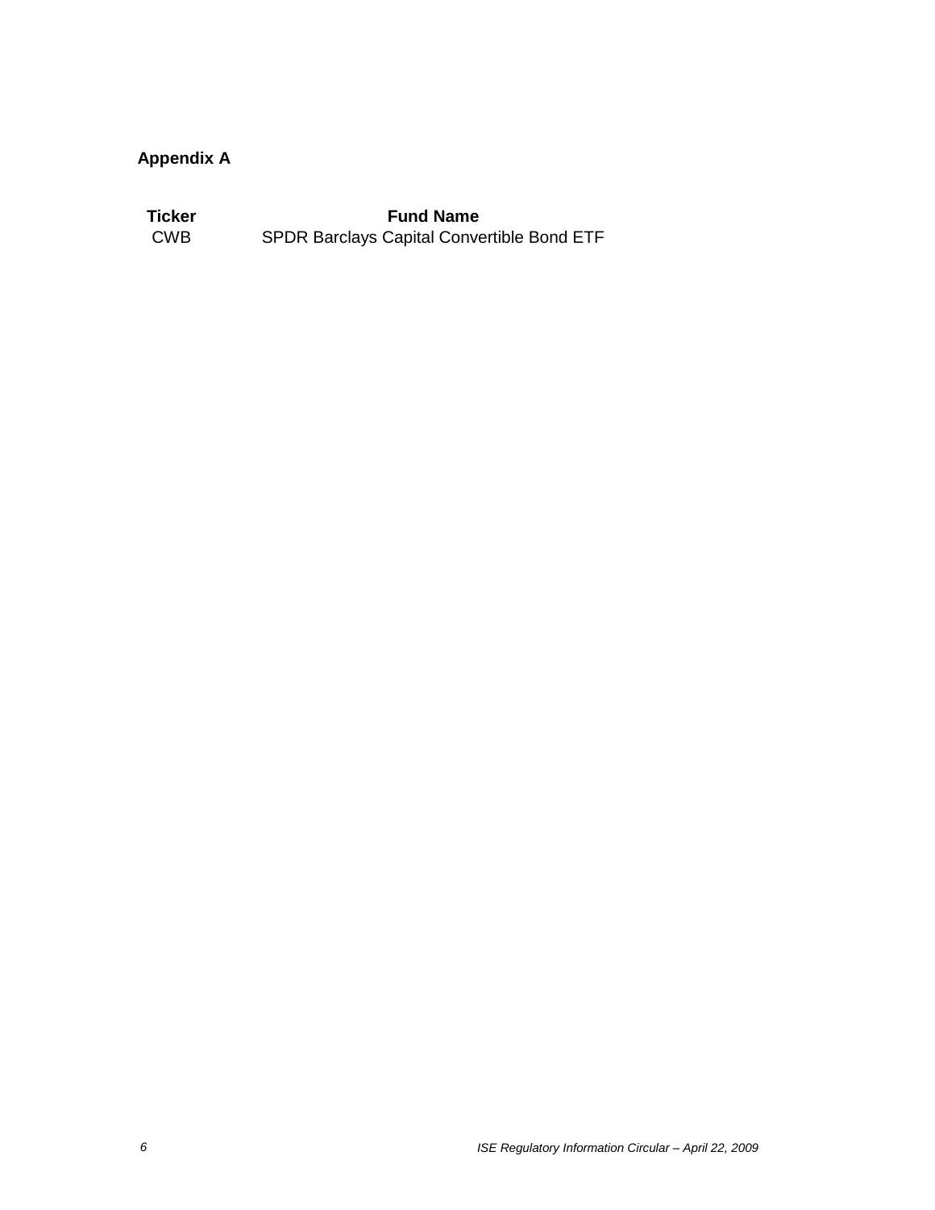## Appendix A

| Ticker | Fund Name |
| --- | --- |
| CWB | SPDR Barclays Capital Convertible Bond ETF |